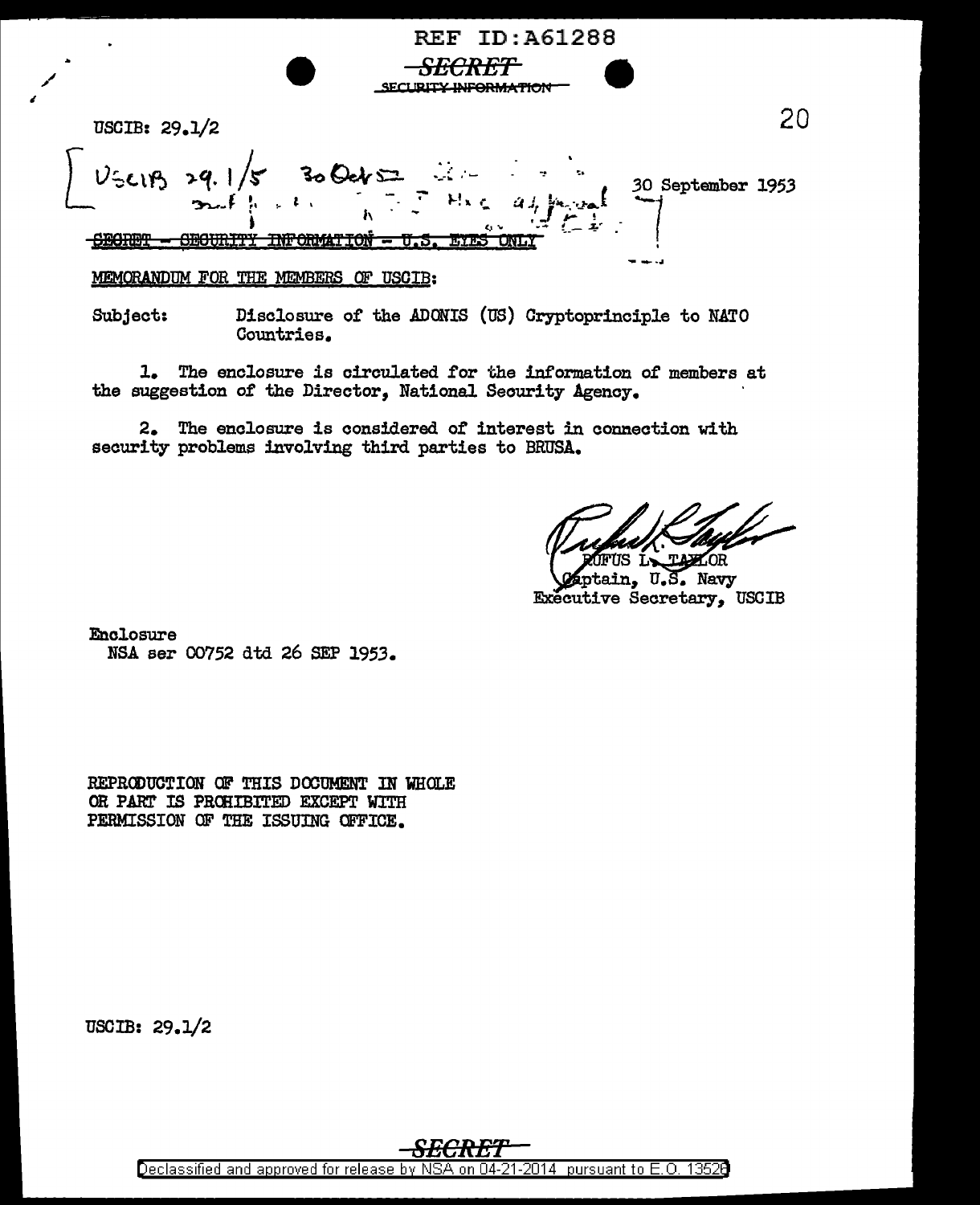REF ID:A61288

~~SECRET~~
~~SECURITY INFORMATION~~

USCIB: 29.1/2

20

USCIB 29.1/5 30 Oct 53

30 September 1953

~~SECRET - SECURITY INFORMATION - U.S. EYES ONLY~~

MEMORANDUM FOR THE MEMBERS OF USCIB:

Subject: Disclosure of the ADONIS (US) Cryptoprinciple to NATO Countries.

1. The enclosure is circulated for the information of members at the suggestion of the Director, National Security Agency.

2. The enclosure is considered of interest in connection with security problems involving third parties to BRUSA.

RUFUS L. TAYLOR
Captain, U.S. Navy
Executive Secretary, USCIB

Enclosure
NSA ser 00752 dtd 26 SEP 1953.

REPRODUCTION OF THIS DOCUMENT IN WHOLE OR PART IS PROHIBITED EXCEPT WITH PERMISSION OF THE ISSUING OFFICE.

USCIB: 29.1/2

~~SECRET~~

Declassified and approved for release by NSA on 04-21-2014 pursuant to E.O. 13526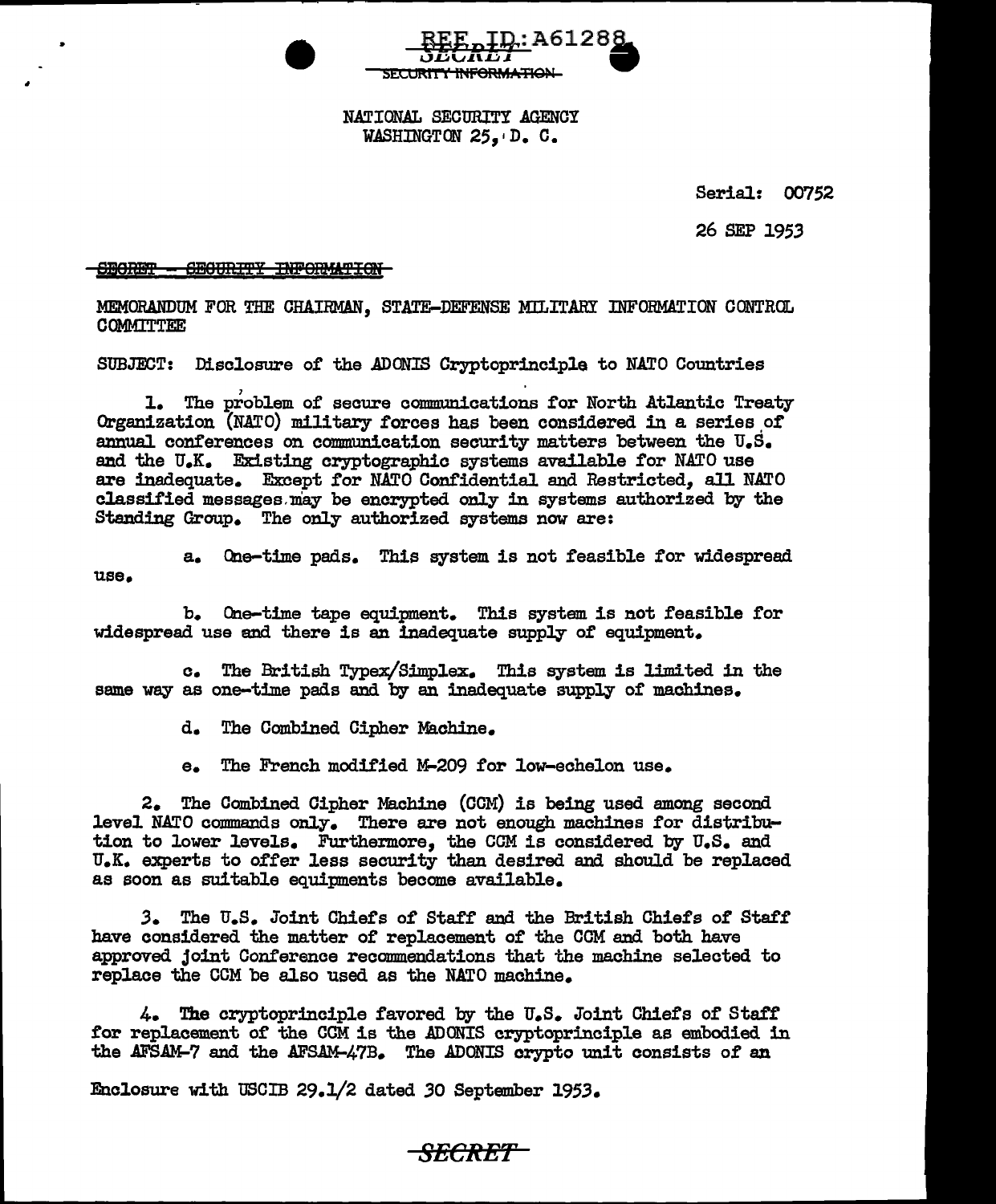REF ID: A61288

SECRET

SECURITY INFORMATION

NATIONAL SECURITY AGENCY
WASHINGTON 25, D. C.

Serial: 00752

26 SEP 1953

~~SECRET - SECURITY INFORMATION~~

MEMORANDUM FOR THE CHAIRMAN, STATE-DEFENSE MILITARY INFORMATION CONTROL COMMITTEE

SUBJECT: Disclosure of the ADONIS Cryptoprinciple to NATO Countries

1. The problem of secure communications for North Atlantic Treaty Organization (NATO) military forces has been considered in a series of annual conferences on communication security matters between the U.S. and the U.K. Existing cryptographic systems available for NATO use are inadequate. Except for NATO Confidential and Restricted, all NATO classified messages may be encrypted only in systems authorized by the Standing Group. The only authorized systems now are:

a. One-time pads. This system is not feasible for widespread use.

b. One-time tape equipment. This system is not feasible for widespread use and there is an inadequate supply of equipment.

c. The British Typex/Simplex. This system is limited in the same way as one-time pads and by an inadequate supply of machines.

d. The Combined Cipher Machine.

e. The French modified M-209 for low-echelon use.

2. The Combined Cipher Machine (CCM) is being used among second level NATO commands only. There are not enough machines for distribution to lower levels. Furthermore, the CCM is considered by U.S. and U.K. experts to offer less security than desired and should be replaced as soon as suitable equipments become available.

3. The U.S. Joint Chiefs of Staff and the British Chiefs of Staff have considered the matter of replacement of the CCM and both have approved joint Conference recommendations that the machine selected to replace the CCM be also used as the NATO machine.

4. The cryptoprinciple favored by the U.S. Joint Chiefs of Staff for replacement of the CCM is the ADONIS cryptoprinciple as embodied in the AFSAM-7 and the AFSAM-47B. The ADONIS crypto unit consists of an

Enclosure with USCIB 29.1/2 dated 30 September 1953.

SECRET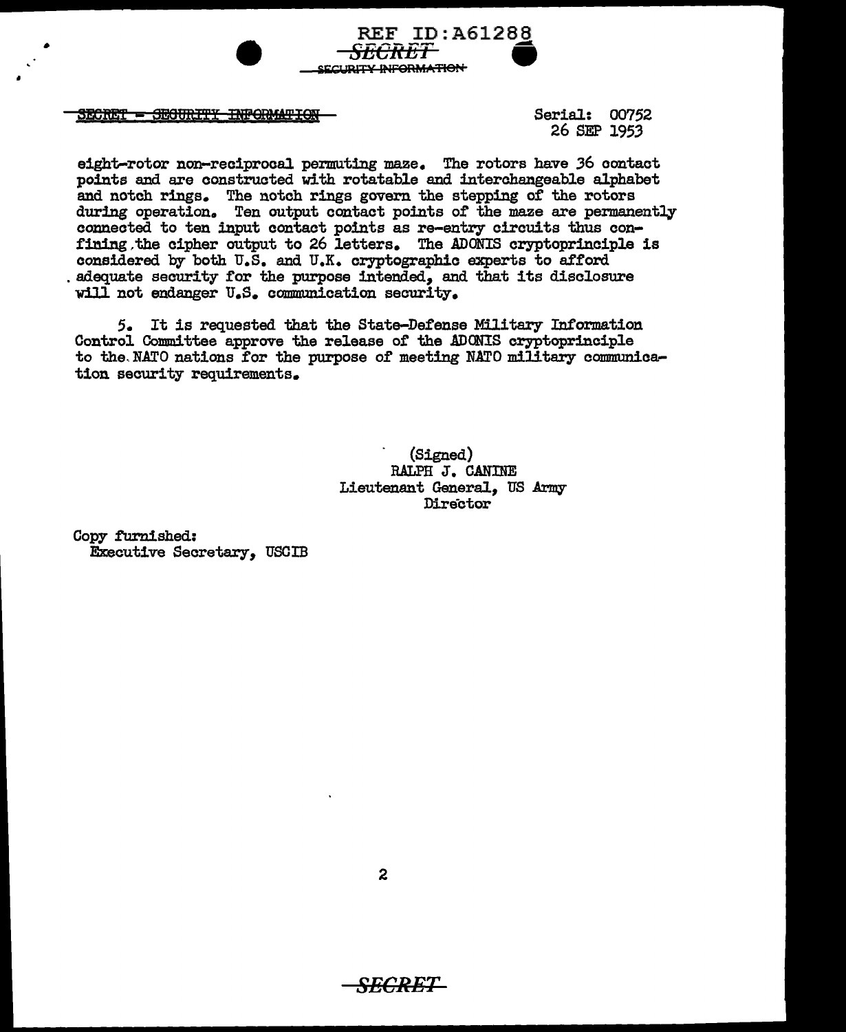SECRET - SECURITY INFORMATION

Serial: 00752
26 SEP 1953

eight-rotor non-reciprocal permuting maze. The rotors have 36 contact points and are constructed with rotatable and interchangeable alphabet and notch rings. The notch rings govern the stepping of the rotors during operation. Ten output contact points of the maze are permanently connected to ten input contact points as re-entry circuits thus confining the cipher output to 26 letters. The ADONIS cryptoprinciple is considered by both U.S. and U.K. cryptographic experts to afford adequate security for the purpose intended, and that its disclosure will not endanger U.S. communication security.

5. It is requested that the State-Defense Military Information Control Committee approve the release of the ADONIS cryptoprinciple to the NATO nations for the purpose of meeting NATO military communication security requirements.

(Signed)
RALPH J. CANINE
Lieutenant General, US Army
Director

Copy furnished:
Executive Secretary, USCIB